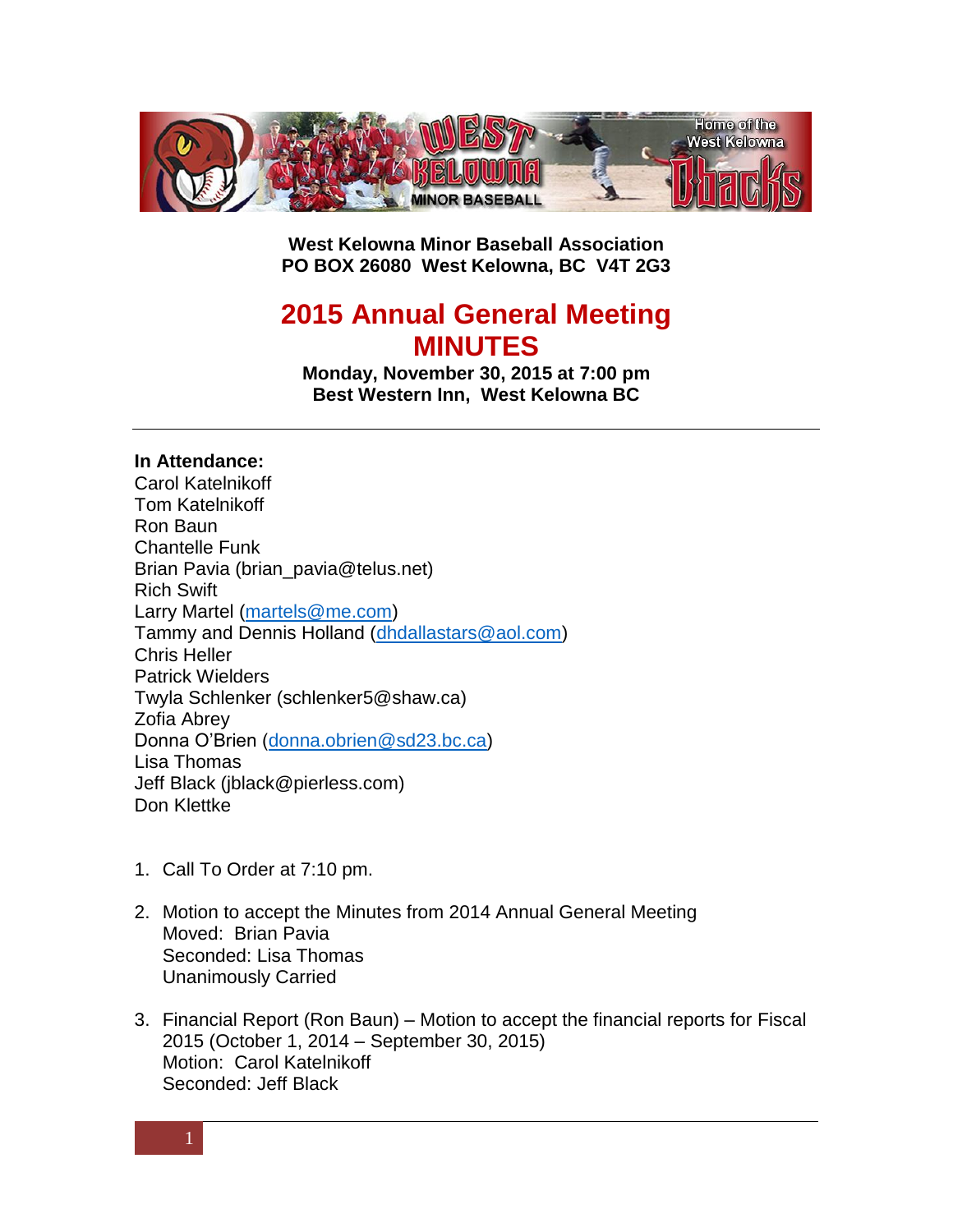**West Kelowna Minor Baseball Association**
**PO BOX 26080 West Kelowna, BC V4T 2G3**

# 2015 Annual General Meeting MINUTES

**Monday, November 30, 2015 at 7:00 pm**
**Best Western Inn, West Kelowna BC**

---

**In Attendance:**
Carol Katelnikoff
Tom Katelnikoff
Ron Baun
Chantelle Funk
Brian Pavia (brian_pavia@telus.net)
Rich Swift
Larry Martel (martels@me.com)
Tammy and Dennis Holland (dhdallastars@aol.com)
Chris Heller
Patrick Wielders
Twyla Schlenker (schlenker5@shaw.ca)
Zofia Abrey
Donna O'Brien (donna.obrien@sd23.bc.ca)
Lisa Thomas
Jeff Black (jblack@pierless.com)
Don Klettke

1. Call To Order at 7:10 pm.

2. Motion to accept the Minutes from 2014 Annual General Meeting
   Moved: Brian Pavia
   Seconded: Lisa Thomas
   Unanimously Carried

3. Financial Report (Ron Baun) – Motion to accept the financial reports for Fiscal 2015 (October 1, 2014 – September 30, 2015)
   Motion: Carol Katelnikoff
   Seconded: Jeff Black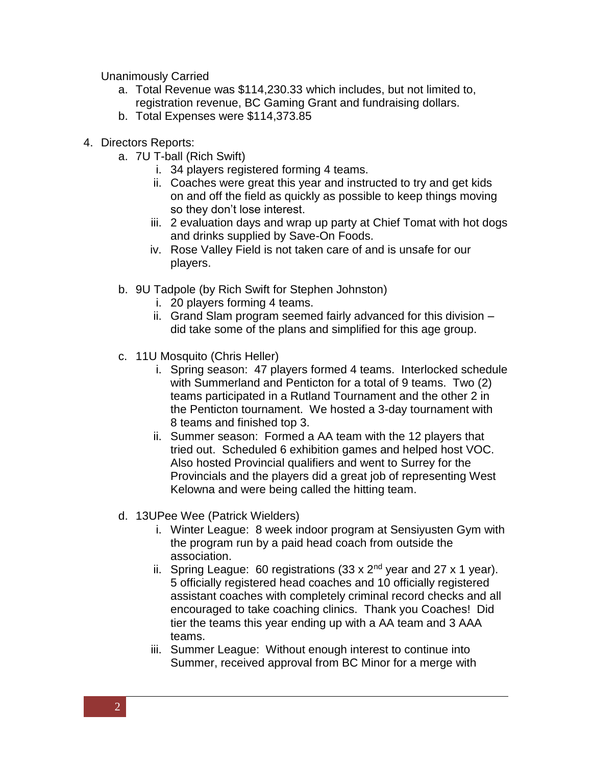Unanimously Carried

a. Total Revenue was $114,230.33 which includes, but not limited to, registration revenue, BC Gaming Grant and fundraising dollars.
b. Total Expenses were $114,373.85

4. Directors Reports:
   a. 7U T-ball (Rich Swift)
      i. 34 players registered forming 4 teams.
      ii. Coaches were great this year and instructed to try and get kids on and off the field as quickly as possible to keep things moving so they don't lose interest.
      iii. 2 evaluation days and wrap up party at Chief Tomat with hot dogs and drinks supplied by Save-On Foods.
      iv. Rose Valley Field is not taken care of and is unsafe for our players.

   b. 9U Tadpole (by Rich Swift for Stephen Johnston)
      i. 20 players forming 4 teams.
      ii. Grand Slam program seemed fairly advanced for this division – did take some of the plans and simplified for this age group.

   c. 11U Mosquito (Chris Heller)
      i. Spring season: 47 players formed 4 teams. Interlocked schedule with Summerland and Penticton for a total of 9 teams. Two (2) teams participated in a Rutland Tournament and the other 2 in the Penticton tournament. We hosted a 3-day tournament with 8 teams and finished top 3.
      ii. Summer season: Formed a AA team with the 12 players that tried out. Scheduled 6 exhibition games and helped host VOC. Also hosted Provincial qualifiers and went to Surrey for the Provincials and the players did a great job of representing West Kelowna and were being called the hitting team.

   d. 13UPee Wee (Patrick Wielders)
      i. Winter League: 8 week indoor program at Sensiyusten Gym with the program run by a paid head coach from outside the association.
      ii. Spring League: 60 registrations (33 x 2nd year and 27 x 1 year). 5 officially registered head coaches and 10 officially registered assistant coaches with completely criminal record checks and all encouraged to take coaching clinics. Thank you Coaches! Did tier the teams this year ending up with a AA team and 3 AAA teams.
      iii. Summer League: Without enough interest to continue into Summer, received approval from BC Minor for a merge with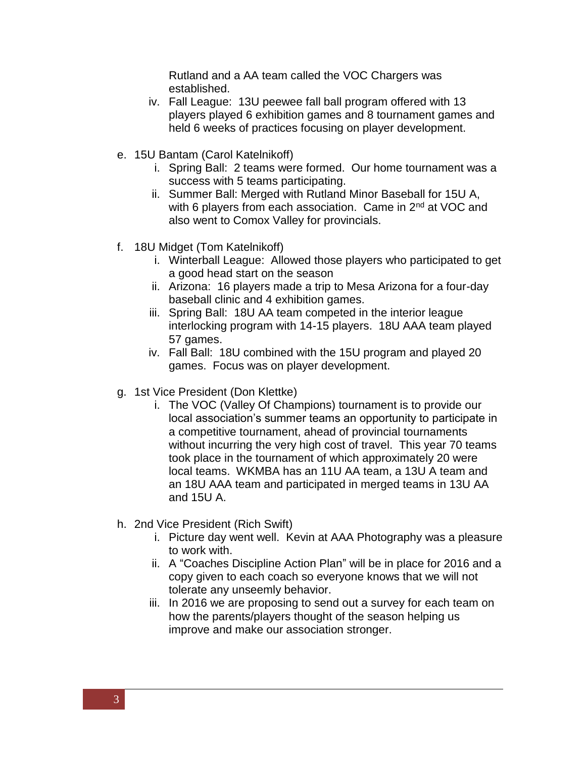Rutland and a AA team called the VOC Chargers was established.

iv. Fall League: 13U peewee fall ball program offered with 13 players played 6 exhibition games and 8 tournament games and held 6 weeks of practices focusing on player development.

e. 15U Bantam (Carol Katelnikoff)

i. Spring Ball: 2 teams were formed. Our home tournament was a success with 5 teams participating.

ii. Summer Ball: Merged with Rutland Minor Baseball for 15U A, with 6 players from each association. Came in 2nd at VOC and also went to Comox Valley for provincials.

f. 18U Midget (Tom Katelnikoff)

i. Winterball League: Allowed those players who participated to get a good head start on the season

ii. Arizona: 16 players made a trip to Mesa Arizona for a four-day baseball clinic and 4 exhibition games.

iii. Spring Ball: 18U AA team competed in the interior league interlocking program with 14-15 players. 18U AAA team played 57 games.

iv. Fall Ball: 18U combined with the 15U program and played 20 games. Focus was on player development.

g. 1st Vice President (Don Klettke)

i. The VOC (Valley Of Champions) tournament is to provide our local association's summer teams an opportunity to participate in a competitive tournament, ahead of provincial tournaments without incurring the very high cost of travel. This year 70 teams took place in the tournament of which approximately 20 were local teams. WKMBA has an 11U AA team, a 13U A team and an 18U AAA team and participated in merged teams in 13U AA and 15U A.

h. 2nd Vice President (Rich Swift)

i. Picture day went well. Kevin at AAA Photography was a pleasure to work with.

ii. A "Coaches Discipline Action Plan" will be in place for 2016 and a copy given to each coach so everyone knows that we will not tolerate any unseemly behavior.

iii. In 2016 we are proposing to send out a survey for each team on how the parents/players thought of the season helping us improve and make our association stronger.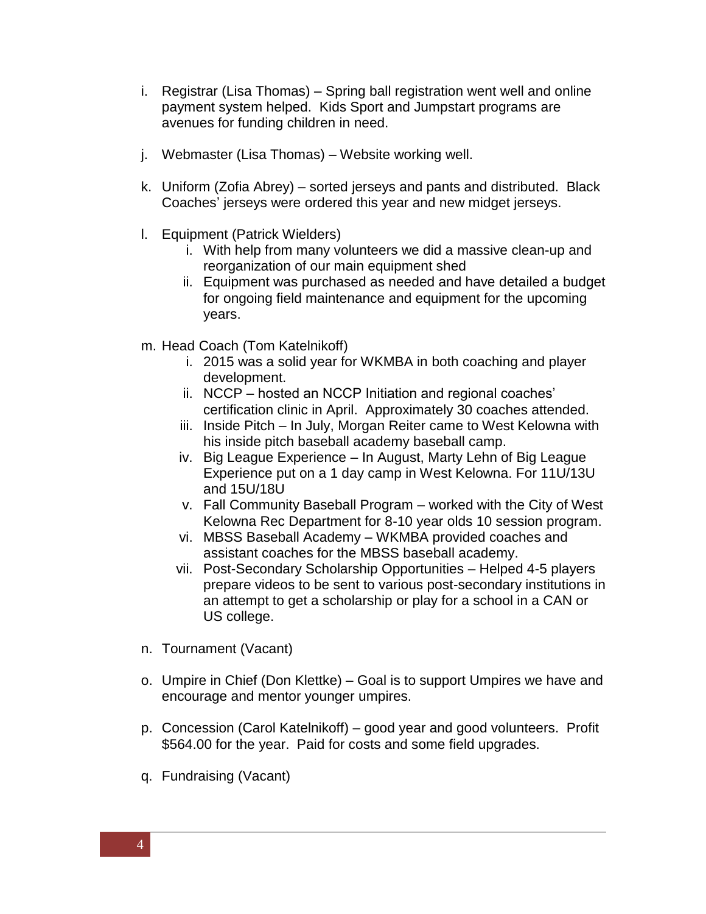i. Registrar (Lisa Thomas) – Spring ball registration went well and online payment system helped. Kids Sport and Jumpstart programs are avenues for funding children in need.

j. Webmaster (Lisa Thomas) – Website working well.

k. Uniform (Zofia Abrey) – sorted jerseys and pants and distributed. Black Coaches' jerseys were ordered this year and new midget jerseys.

l. Equipment (Patrick Wielders)
   i. With help from many volunteers we did a massive clean-up and reorganization of our main equipment shed
   ii. Equipment was purchased as needed and have detailed a budget for ongoing field maintenance and equipment for the upcoming years.

m. Head Coach (Tom Katelnikoff)
   i. 2015 was a solid year for WKMBA in both coaching and player development.
   ii. NCCP – hosted an NCCP Initiation and regional coaches' certification clinic in April. Approximately 30 coaches attended.
   iii. Inside Pitch – In July, Morgan Reiter came to West Kelowna with his inside pitch baseball academy baseball camp.
   iv. Big League Experience – In August, Marty Lehn of Big League Experience put on a 1 day camp in West Kelowna. For 11U/13U and 15U/18U
   v. Fall Community Baseball Program – worked with the City of West Kelowna Rec Department for 8-10 year olds 10 session program.
   vi. MBSS Baseball Academy – WKMBA provided coaches and assistant coaches for the MBSS baseball academy.
   vii. Post-Secondary Scholarship Opportunities – Helped 4-5 players prepare videos to be sent to various post-secondary institutions in an attempt to get a scholarship or play for a school in a CAN or US college.

n. Tournament (Vacant)

o. Umpire in Chief (Don Klettke) – Goal is to support Umpires we have and encourage and mentor younger umpires.

p. Concession (Carol Katelnikoff) – good year and good volunteers. Profit $564.00 for the year. Paid for costs and some field upgrades.

q. Fundraising (Vacant)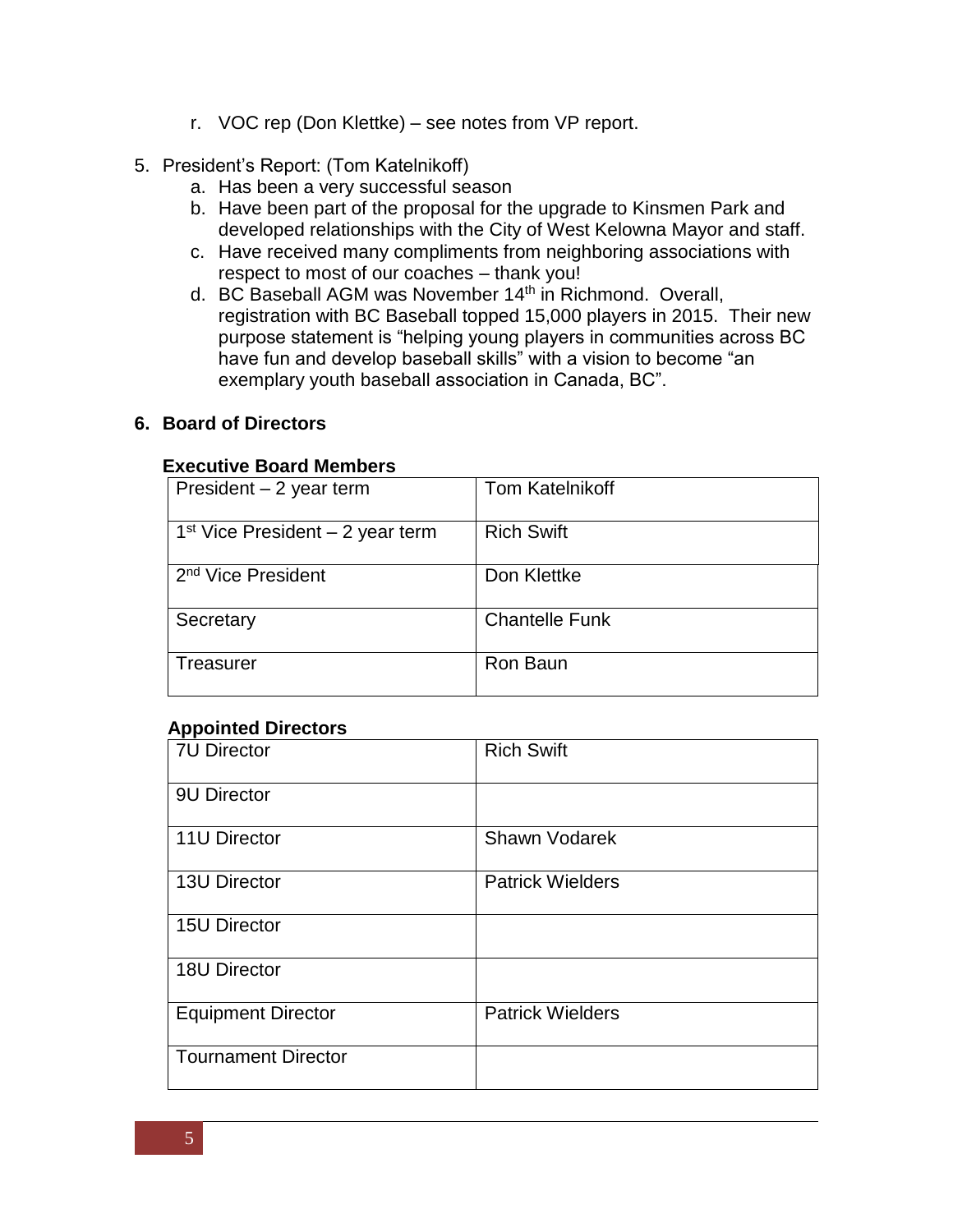r. VOC rep (Don Klettke) – see notes from VP report.

5. President's Report: (Tom Katelnikoff)
   a. Has been a very successful season
   b. Have been part of the proposal for the upgrade to Kinsmen Park and developed relationships with the City of West Kelowna Mayor and staff.
   c. Have received many compliments from neighboring associations with respect to most of our coaches – thank you!
   d. BC Baseball AGM was November 14th in Richmond. Overall, registration with BC Baseball topped 15,000 players in 2015. Their new purpose statement is "helping young players in communities across BC have fun and develop baseball skills" with a vision to become "an exemplary youth baseball association in Canada, BC".

## 6. Board of Directors

**Executive Board Members**

| | |
|---|---|
| President – 2 year term | Tom Katelnikoff |
| 1st Vice President – 2 year term | Rich Swift |
| 2nd Vice President | Don Klettke |
| Secretary | Chantelle Funk |
| Treasurer | Ron Baun |

**Appointed Directors**

| | |
|---|---|
| 7U Director | Rich Swift |
| 9U Director | |
| 11U Director | Shawn Vodarek |
| 13U Director | Patrick Wielders |
| 15U Director | |
| 18U Director | |
| Equipment Director | Patrick Wielders |
| Tournament Director | |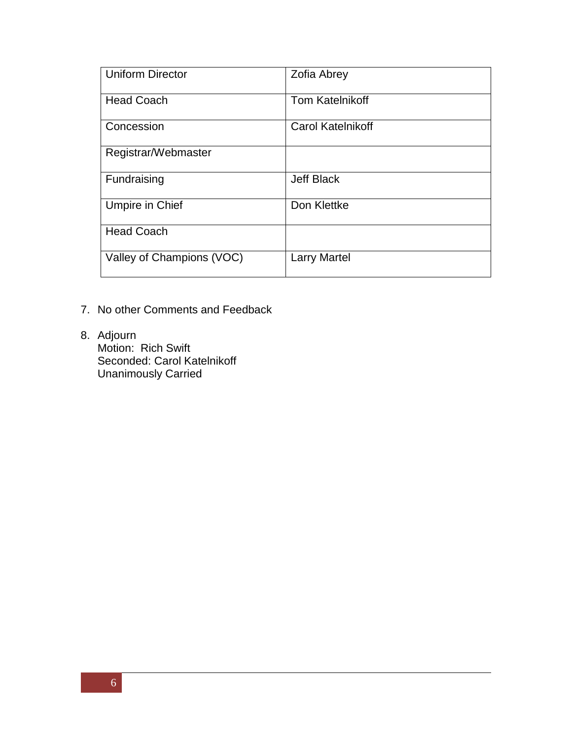| | |
|---|---|
| Uniform Director | Zofia Abrey |
| Head Coach | Tom Katelnikoff |
| Concession | Carol Katelnikoff |
| Registrar/Webmaster | |
| Fundraising | Jeff Black |
| Umpire in Chief | Don Klettke |
| Head Coach | |
| Valley of Champions (VOC) | Larry Martel |

7. No other Comments and Feedback

8. Adjourn
   Motion: Rich Swift
   Seconded: Carol Katelnikoff
   Unanimously Carried